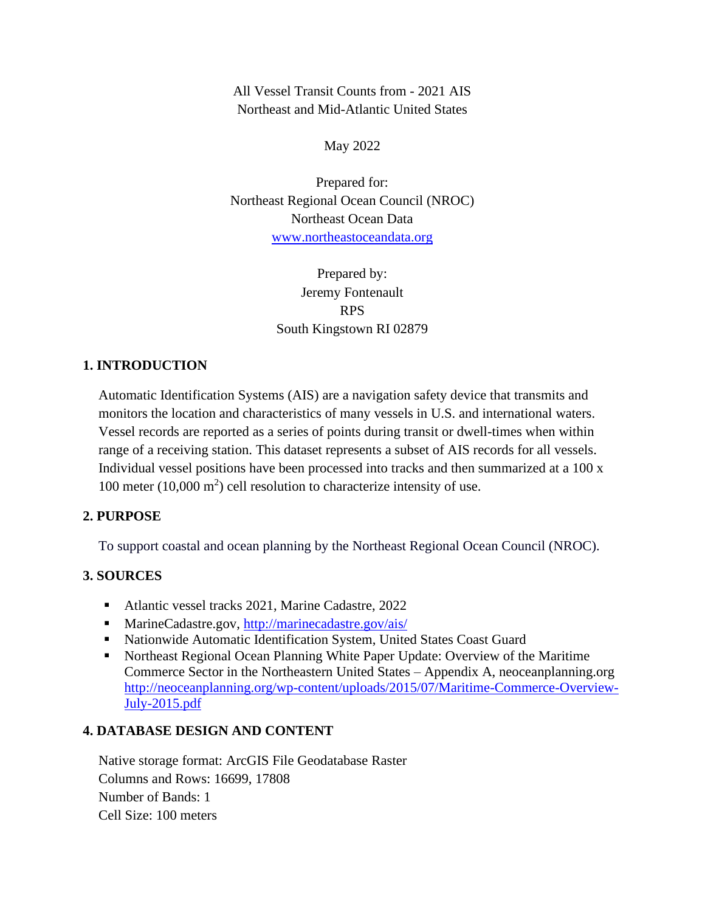All Vessel Transit Counts from - 2021 AIS
Northeast and Mid-Atlantic United States

May 2022

Prepared for:
Northeast Regional Ocean Council (NROC)
Northeast Ocean Data
[www.northeastoceandata.org](www.northeastoceandata.org)

Prepared by:
Jeremy Fontenault
RPS
South Kingstown RI 02879

## 1. INTRODUCTION

Automatic Identification Systems (AIS) are a navigation safety device that transmits and monitors the location and characteristics of many vessels in U.S. and international waters. Vessel records are reported as a series of points during transit or dwell-times when within range of a receiving station. This dataset represents a subset of AIS records for all vessels. Individual vessel positions have been processed into tracks and then summarized at a 100 x 100 meter (10,000 $m^2$) cell resolution to characterize intensity of use.

## 2. PURPOSE

To support coastal and ocean planning by the Northeast Regional Ocean Council (NROC).

## 3. SOURCES

- Atlantic vessel tracks 2021, Marine Cadastre, 2022
- MarineCadastre.gov, [http://marinecadastre.gov/ais/](http://marinecadastre.gov/ais/)
- Nationwide Automatic Identification System, United States Coast Guard
- Northeast Regional Ocean Planning White Paper Update: Overview of the Maritime Commerce Sector in the Northeastern United States – Appendix A, neoceanplanning.org [http://neoceanplanning.org/wp-content/uploads/2015/07/Maritime-Commerce-Overview-July-2015.pdf](http://neoceanplanning.org/wp-content/uploads/2015/07/Maritime-Commerce-Overview-July-2015.pdf)

## 4. DATABASE DESIGN AND CONTENT

Native storage format: ArcGIS File Geodatabase Raster
Columns and Rows: 16699, 17808
Number of Bands: 1
Cell Size: 100 meters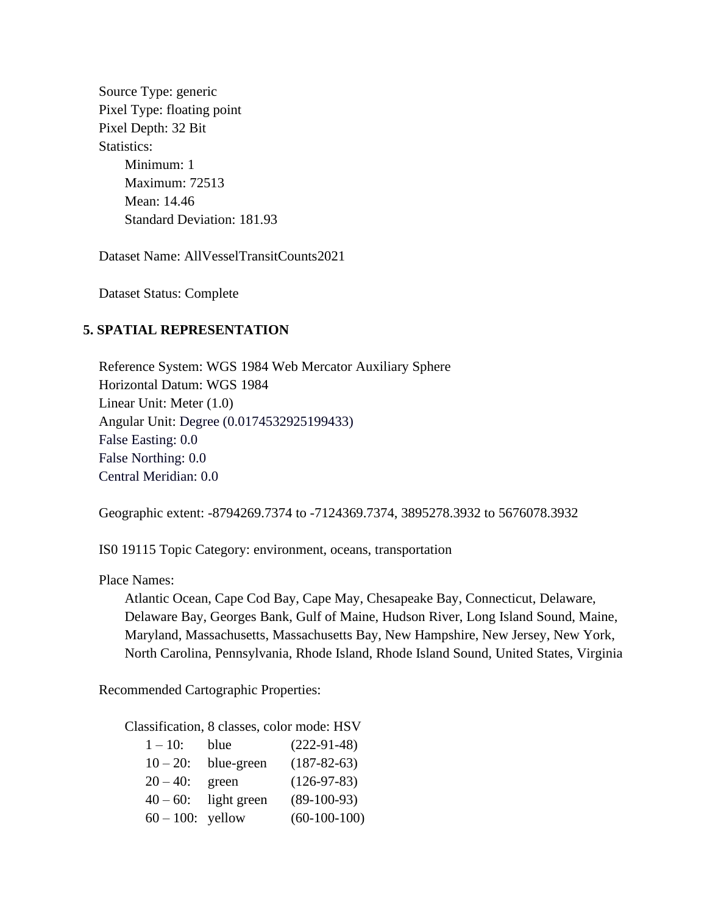Source Type: generic
Pixel Type: floating point
Pixel Depth: 32 Bit
Statistics:

- Minimum: 1
- Maximum: 72513
- Mean: 14.46
- Standard Deviation: 181.93

Dataset Name: AllVesselTransitCounts2021

Dataset Status: Complete

## 5. SPATIAL REPRESENTATION

Reference System: WGS 1984 Web Mercator Auxiliary Sphere
Horizontal Datum: WGS 1984
Linear Unit: Meter (1.0)
Angular Unit: Degree (0.0174532925199433)
False Easting: 0.0
False Northing: 0.0
Central Meridian: 0.0

Geographic extent: -8794269.7374 to -7124369.7374, 3895278.3932 to 5676078.3932

IS0 19115 Topic Category: environment, oceans, transportation

Place Names:

Atlantic Ocean, Cape Cod Bay, Cape May, Chesapeake Bay, Connecticut, Delaware, Delaware Bay, Georges Bank, Gulf of Maine, Hudson River, Long Island Sound, Maine, Maryland, Massachusetts, Massachusetts Bay, New Hampshire, New Jersey, New York, North Carolina, Pennsylvania, Rhode Island, Rhode Island Sound, United States, Virginia

Recommended Cartographic Properties:

Classification, 8 classes, color mode: HSV

| | | |
|---|---|---|
| 1 – 10: | blue | (222-91-48) |
| 10 – 20: | blue-green | (187-82-63) |
| 20 – 40: | green | (126-97-83) |
| 40 – 60: | light green | (89-100-93) |
| 60 – 100: | yellow | (60-100-100) |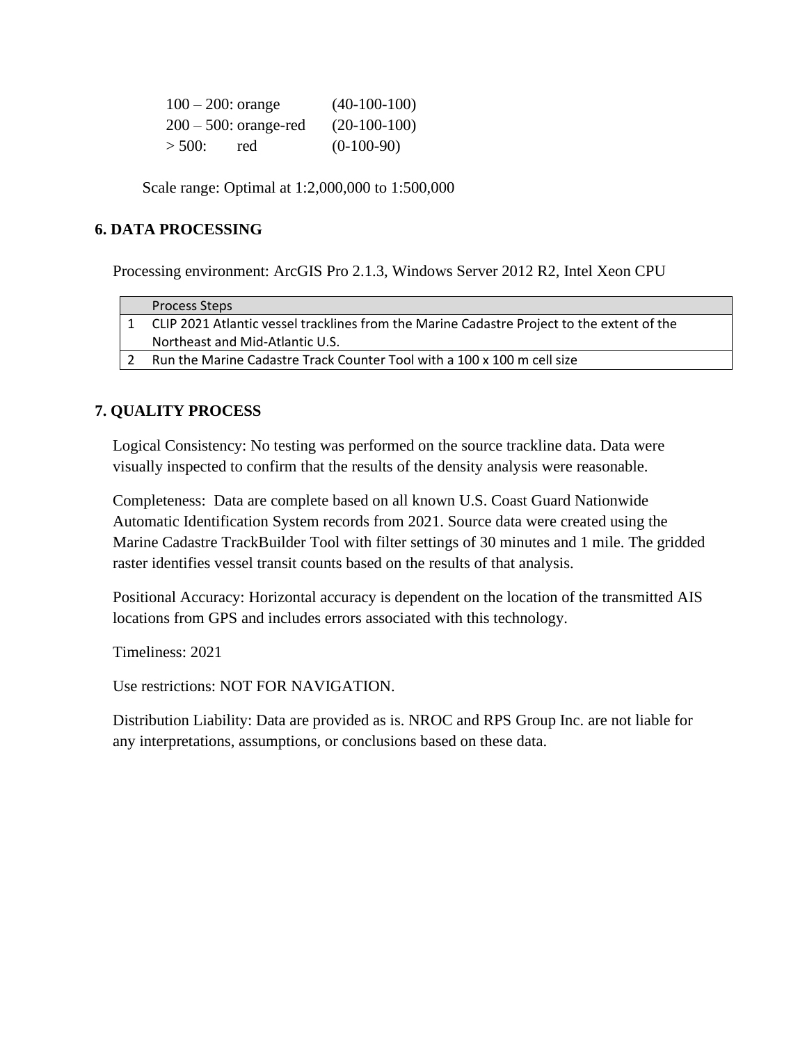100 – 200: orange (40-100-100)
200 – 500: orange-red (20-100-100)
> 500: red (0-100-90)

Scale range: Optimal at 1:2,000,000 to 1:500,000

## 6. DATA PROCESSING

Processing environment: ArcGIS Pro 2.1.3, Windows Server 2012 R2, Intel Xeon CPU

| | Process Steps |
|---|---|
| 1 | CLIP 2021 Atlantic vessel tracklines from the Marine Cadastre Project to the extent of the Northeast and Mid-Atlantic U.S. |
| 2 | Run the Marine Cadastre Track Counter Tool with a 100 x 100 m cell size |

## 7. QUALITY PROCESS

Logical Consistency: No testing was performed on the source trackline data. Data were visually inspected to confirm that the results of the density analysis were reasonable.

Completeness: Data are complete based on all known U.S. Coast Guard Nationwide Automatic Identification System records from 2021. Source data were created using the Marine Cadastre TrackBuilder Tool with filter settings of 30 minutes and 1 mile. The gridded raster identifies vessel transit counts based on the results of that analysis.

Positional Accuracy: Horizontal accuracy is dependent on the location of the transmitted AIS locations from GPS and includes errors associated with this technology.

Timeliness: 2021

Use restrictions: NOT FOR NAVIGATION.

Distribution Liability: Data are provided as is. NROC and RPS Group Inc. are not liable for any interpretations, assumptions, or conclusions based on these data.